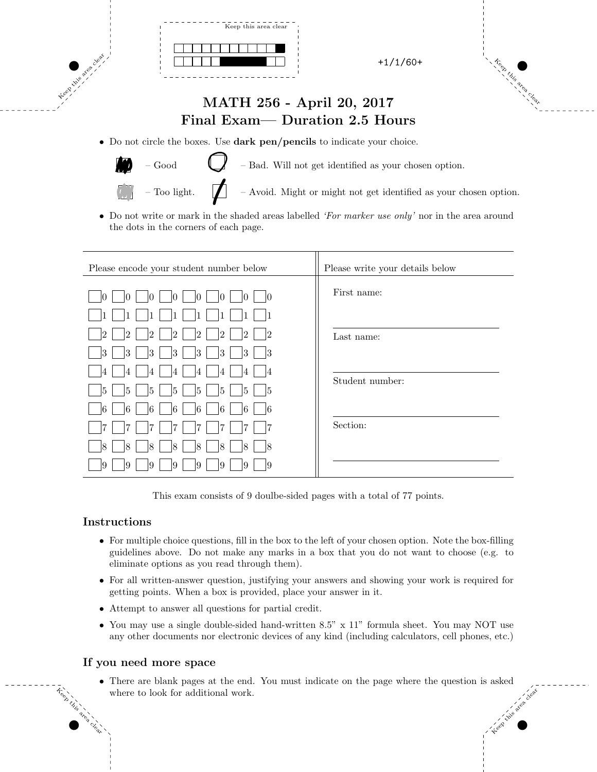Keep this area clear

+1/1/60+

# MATH 256 - April 20, 2017
# Final Exam— Duration 2.5 Hours

- Do not circle the boxes. Use **dark pen/pencils** to indicate your choice.

  – Good &nbsp;&nbsp;&nbsp; – Bad. Will not get identified as your chosen option.

  – Too light. &nbsp;&nbsp;&nbsp; – Avoid. Might or might not get identified as your chosen option.

- Do not write or mark in the shaded areas labelled *'For marker use only'* nor in the area around the dots in the corners of each page.

| Please encode your student number below | Please write your details below |
|---|---|
| 0 0 0 0 0 0 0 0 | First name: |
| 1 1 1 1 1 1 1 1 | |
| 2 2 2 2 2 2 2 2 | Last name: |
| 3 3 3 3 3 3 3 3 | |
| 4 4 4 4 4 4 4 4 | |
| 5 5 5 5 5 5 5 5 | Student number: |
| 6 6 6 6 6 6 6 6 | |
| 7 7 7 7 7 7 7 7 | Section: |
| 8 8 8 8 8 8 8 8 | |
| 9 9 9 9 9 9 9 9 | |

This exam consists of 9 doulbe-sided pages with a total of 77 points.

### Instructions

- For multiple choice questions, fill in the box to the left of your chosen option. Note the box-filling guidelines above. Do not make any marks in a box that you do not want to choose (e.g. to eliminate options as you read through them).
- For all written-answer question, justifying your answers and showing your work is required for getting points. When a box is provided, place your answer in it.
- Attempt to answer all questions for partial credit.
- You may use a single double-sided hand-written 8.5" x 11" formula sheet. You may NOT use any other documents nor electronic devices of any kind (including calculators, cell phones, etc.)

### If you need more space

- There are blank pages at the end. You must indicate on the page where the question is asked where to look for additional work.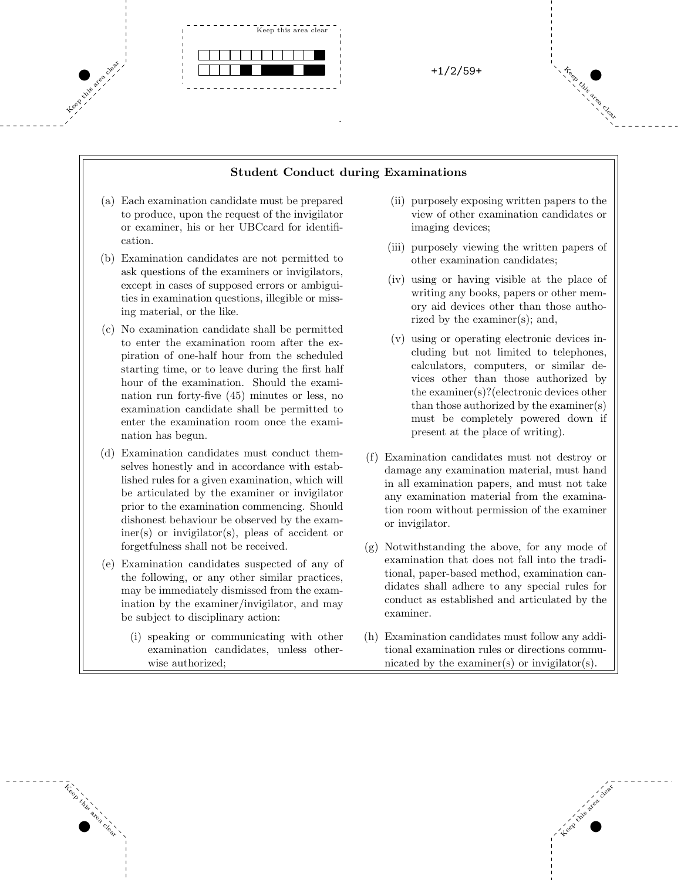## Student Conduct during Examinations

(a) Each examination candidate must be prepared to produce, upon the request of the invigilator or examiner, his or her UBCcard for identification.

(b) Examination candidates are not permitted to ask questions of the examiners or invigilators, except in cases of supposed errors or ambiguities in examination questions, illegible or missing material, or the like.

(c) No examination candidate shall be permitted to enter the examination room after the expiration of one-half hour from the scheduled starting time, or to leave during the first half hour of the examination. Should the examination run forty-five (45) minutes or less, no examination candidate shall be permitted to enter the examination room once the examination has begun.

(d) Examination candidates must conduct themselves honestly and in accordance with established rules for a given examination, which will be articulated by the examiner or invigilator prior to the examination commencing. Should dishonest behaviour be observed by the examiner(s) or invigilator(s), pleas of accident or forgetfulness shall not be received.

(e) Examination candidates suspected of any of the following, or any other similar practices, may be immediately dismissed from the examination by the examiner/invigilator, and may be subject to disciplinary action:

 (i) speaking or communicating with other examination candidates, unless otherwise authorized;

 (ii) purposely exposing written papers to the view of other examination candidates or imaging devices;

 (iii) purposely viewing the written papers of other examination candidates;

 (iv) using or having visible at the place of writing any books, papers or other memory aid devices other than those authorized by the examiner(s); and,

 (v) using or operating electronic devices including but not limited to telephones, calculators, computers, or similar devices other than those authorized by the examiner(s)?(electronic devices other than those authorized by the examiner(s) must be completely powered down if present at the place of writing).

(f) Examination candidates must not destroy or damage any examination material, must hand in all examination papers, and must not take any examination material from the examination room without permission of the examiner or invigilator.

(g) Notwithstanding the above, for any mode of examination that does not fall into the traditional, paper-based method, examination candidates shall adhere to any special rules for conduct as established and articulated by the examiner.

(h) Examination candidates must follow any additional examination rules or directions communicated by the examiner(s) or invigilator(s).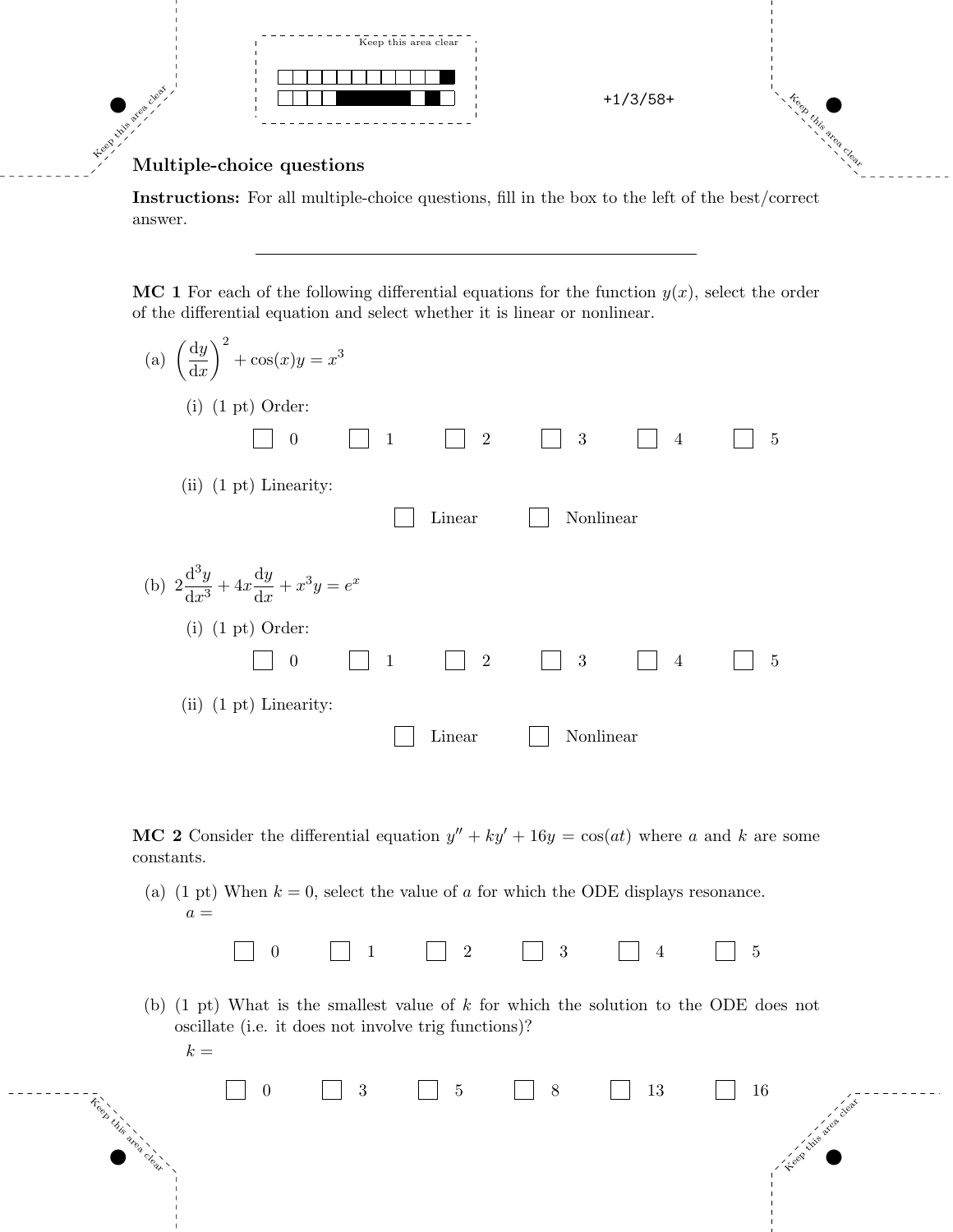## Multiple-choice questions

**Instructions:** For all multiple-choice questions, fill in the box to the left of the best/correct answer.

---

**MC 1** For each of the following differential equations for the function $y(x)$, select the order of the differential equation and select whether it is linear or nonlinear.

(a) $\left(\dfrac{\mathrm{d}y}{\mathrm{d}x}\right)^2 + \cos(x)y = x^3$

(i) (1 pt) Order:

☐ 0 ☐ 1 ☐ 2 ☐ 3 ☐ 4 ☐ 5

(ii) (1 pt) Linearity:

☐ Linear ☐ Nonlinear

(b) $2\dfrac{\mathrm{d}^3y}{\mathrm{d}x^3} + 4x\dfrac{\mathrm{d}y}{\mathrm{d}x} + x^3y = e^x$

(i) (1 pt) Order:

☐ 0 ☐ 1 ☐ 2 ☐ 3 ☐ 4 ☐ 5

(ii) (1 pt) Linearity:

☐ Linear ☐ Nonlinear

**MC 2** Consider the differential equation $y'' + ky' + 16y = \cos(at)$ where $a$ and $k$ are some constants.

(a) (1 pt) When $k = 0$, select the value of $a$ for which the ODE displays resonance.
$a =$

☐ 0 ☐ 1 ☐ 2 ☐ 3 ☐ 4 ☐ 5

(b) (1 pt) What is the smallest value of $k$ for which the solution to the ODE does not oscillate (i.e. it does not involve trig functions)?
$k =$

☐ 0 ☐ 3 ☐ 5 ☐ 8 ☐ 13 ☐ 16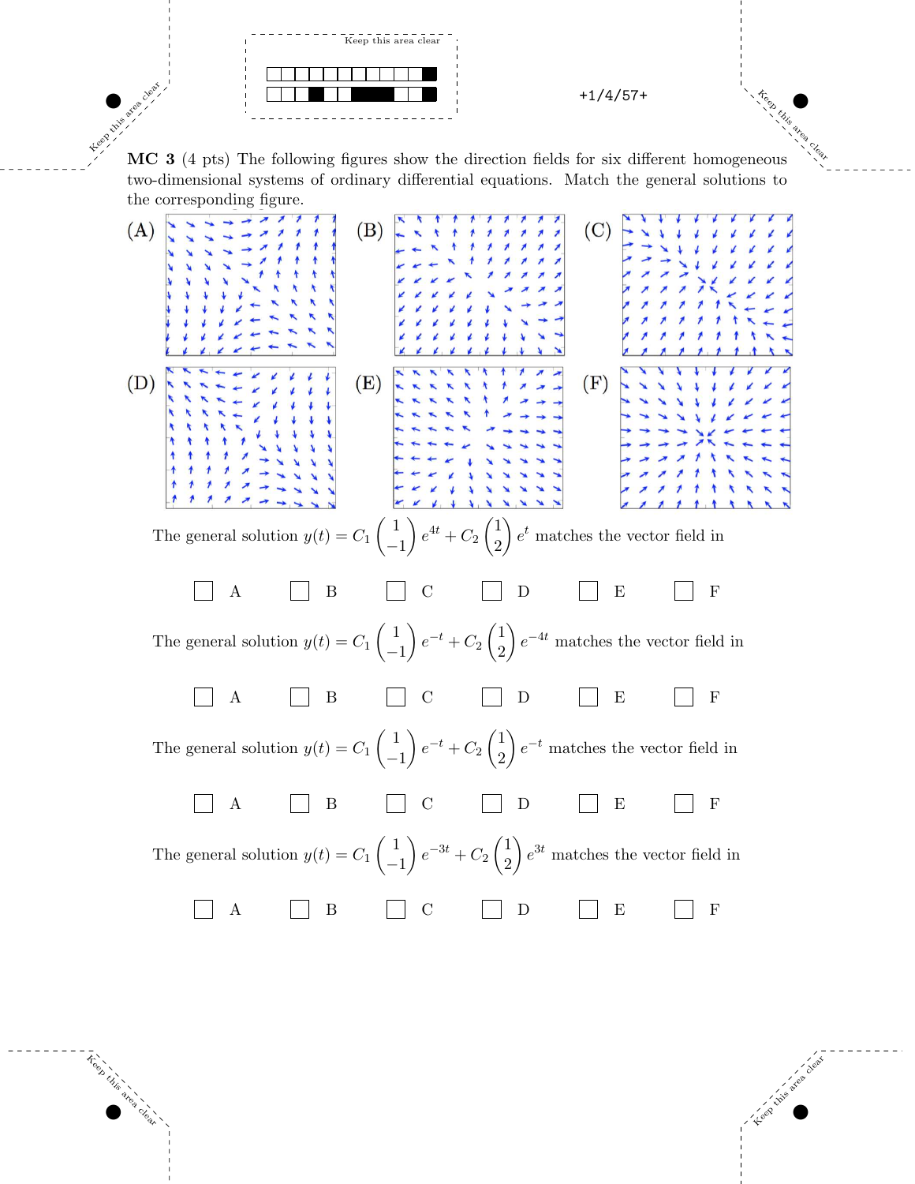**MC 3** (4 pts) The following figures show the direction fields for six different homogeneous two-dimensional systems of ordinary differential equations. Match the general solutions to the corresponding figure.

(A) (B) (C)

(D) (E) (F)

The general solution $y(t) = C_1 \begin{pmatrix} 1 \\ -1 \end{pmatrix} e^{4t} + C_2 \begin{pmatrix} 1 \\ 2 \end{pmatrix} e^{t}$ matches the vector field in

☐ A ☐ B ☐ C ☐ D ☐ E ☐ F

The general solution $y(t) = C_1 \begin{pmatrix} 1 \\ -1 \end{pmatrix} e^{-t} + C_2 \begin{pmatrix} 1 \\ 2 \end{pmatrix} e^{-4t}$ matches the vector field in

☐ A ☐ B ☐ C ☐ D ☐ E ☐ F

The general solution $y(t) = C_1 \begin{pmatrix} 1 \\ -1 \end{pmatrix} e^{-t} + C_2 \begin{pmatrix} 1 \\ 2 \end{pmatrix} e^{-t}$ matches the vector field in

☐ A ☐ B ☐ C ☐ D ☐ E ☐ F

The general solution $y(t) = C_1 \begin{pmatrix} 1 \\ -1 \end{pmatrix} e^{-3t} + C_2 \begin{pmatrix} 1 \\ 2 \end{pmatrix} e^{3t}$ matches the vector field in

☐ A ☐ B ☐ C ☐ D ☐ E ☐ F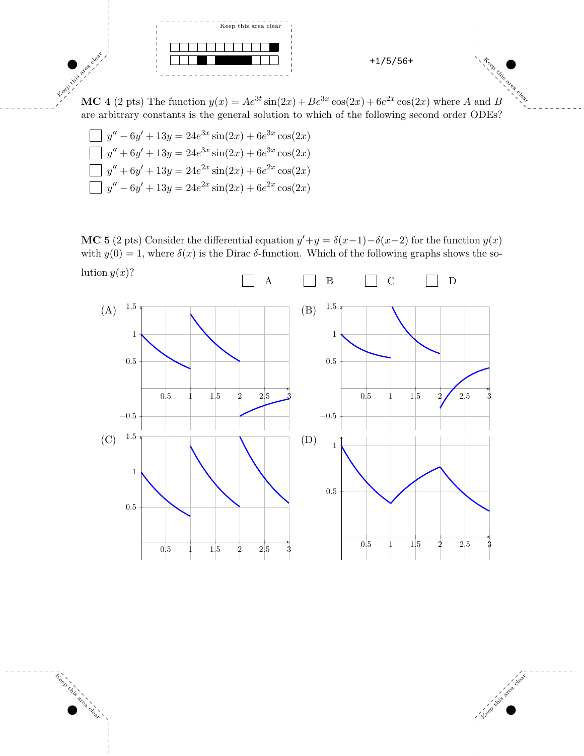**MC 4** (2 pts) The function $y(x) = Ae^{3t}\sin(2x) + Be^{3x}\cos(2x) + 6e^{2x}\cos(2x)$ where $A$ and $B$ are arbitrary constants is the general solution to which of the following second order ODEs?

- ☐ $y'' - 6y' + 13y = 24e^{3x}\sin(2x) + 6e^{3x}\cos(2x)$
- ☐ $y'' + 6y' + 13y = 24e^{3x}\sin(2x) + 6e^{3x}\cos(2x)$
- ☐ $y'' + 6y' + 13y = 24e^{2x}\sin(2x) + 6e^{2x}\cos(2x)$
- ☐ $y'' - 6y' + 13y = 24e^{2x}\sin(2x) + 6e^{2x}\cos(2x)$

**MC 5** (2 pts) Consider the differential equation $y' + y = \delta(x-1) - \delta(x-2)$ for the function $y(x)$ with $y(0) = 1$, where $\delta(x)$ is the Dirac $\delta$-function. Which of the following graphs shows the solution $y(x)$?

☐ A ☐ B ☐ C ☐ D

(A)

(B)

(C)

(D)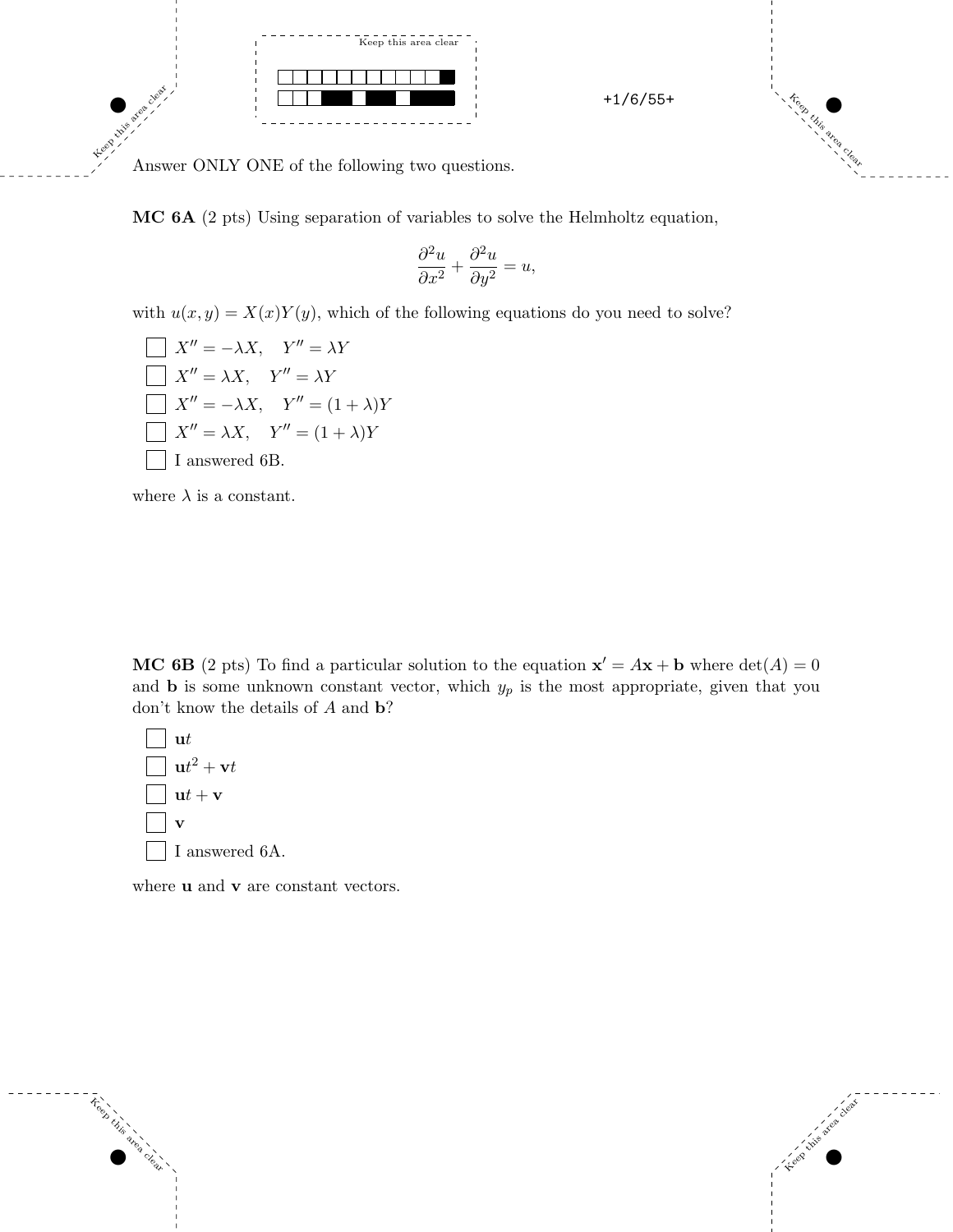Answer ONLY ONE of the following two questions.

**MC 6A** (2 pts) Using separation of variables to solve the Helmholtz equation,

$$\frac{\partial^2 u}{\partial x^2} + \frac{\partial^2 u}{\partial y^2} = u,$$

with $u(x, y) = X(x)Y(y)$, which of the following equations do you need to solve?

- ☐ $X'' = -\lambda X, \quad Y'' = \lambda Y$
- ☐ $X'' = \lambda X, \quad Y'' = \lambda Y$
- ☐ $X'' = -\lambda X, \quad Y'' = (1 + \lambda)Y$
- ☐ $X'' = \lambda X, \quad Y'' = (1 + \lambda)Y$
- ☐ I answered 6B.

where $\lambda$ is a constant.

**MC 6B** (2 pts) To find a particular solution to the equation $\mathbf{x}' = A\mathbf{x} + \mathbf{b}$ where $\det(A) = 0$ and $\mathbf{b}$ is some unknown constant vector, which $y_p$ is the most appropriate, given that you don't know the details of $A$ and $\mathbf{b}$?

- ☐ $\mathbf{u}t$
- ☐ $\mathbf{u}t^2 + \mathbf{v}t$
- ☐ $\mathbf{u}t + \mathbf{v}$
- ☐ $\mathbf{v}$
- ☐ I answered 6A.

where $\mathbf{u}$ and $\mathbf{v}$ are constant vectors.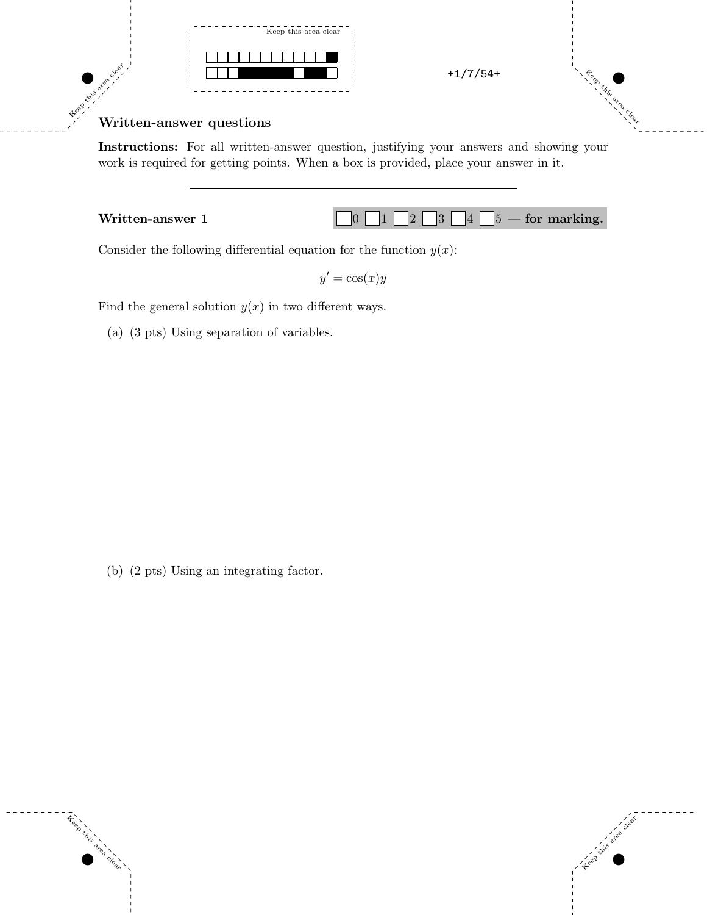## Written-answer questions

**Instructions:** For all written-answer question, justifying your answers and showing your work is required for getting points. When a box is provided, place your answer in it.

---

**Written-answer 1** ☐0 ☐1 ☐2 ☐3 ☐4 ☐5 — **for marking.**

Consider the following differential equation for the function $y(x)$:

$$y' = \cos(x)y$$

Find the general solution $y(x)$ in two different ways.

(a) (3 pts) Using separation of variables.

(b) (2 pts) Using an integrating factor.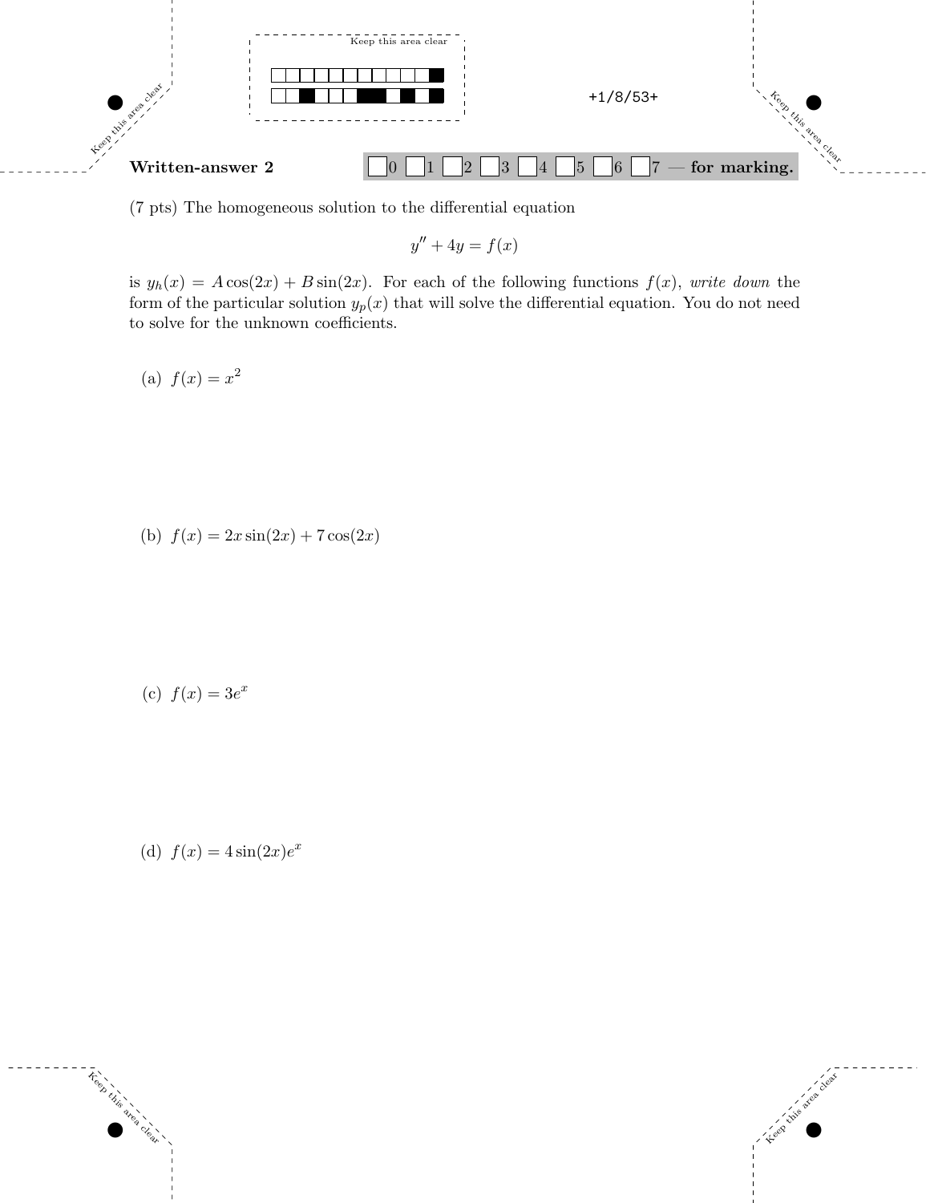**Written-answer 2** ☐0 ☐1 ☐2 ☐3 ☐4 ☐5 ☐6 ☐7 — **for marking.**

(7 pts) The homogeneous solution to the differential equation

$$y'' + 4y = f(x)$$

is $y_h(x) = A\cos(2x) + B\sin(2x)$. For each of the following functions $f(x)$, *write down* the form of the particular solution $y_p(x)$ that will solve the differential equation. You do not need to solve for the unknown coefficients.

(a) $f(x) = x^2$

(b) $f(x) = 2x\sin(2x) + 7\cos(2x)$

(c) $f(x) = 3e^x$

(d) $f(x) = 4\sin(2x)e^x$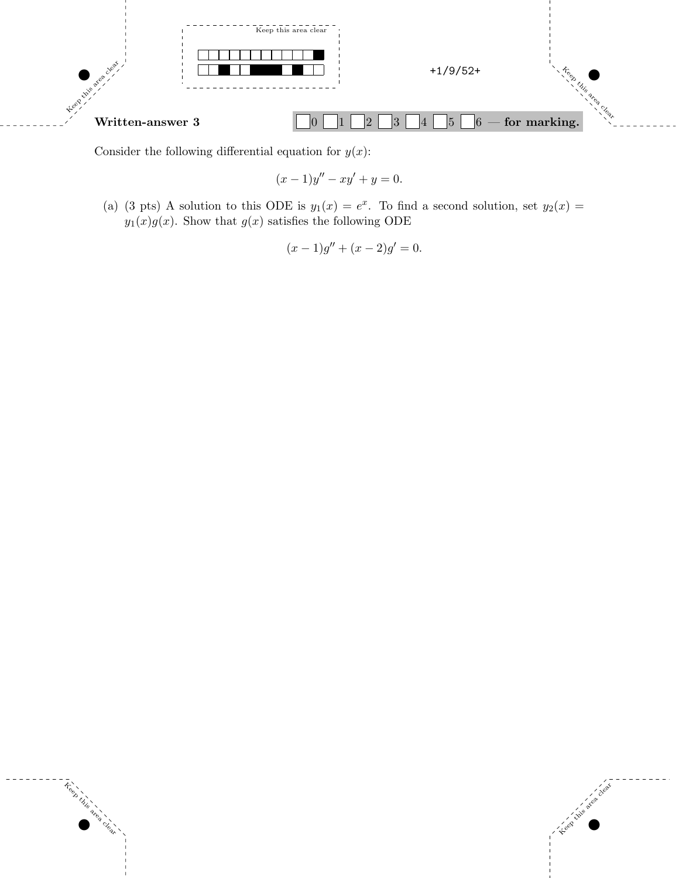**Written-answer 3** ☐0 ☐1 ☐2 ☐3 ☐4 ☐5 ☐6 — **for marking.**

Consider the following differential equation for $y(x)$:

$$(x-1)y'' - xy' + y = 0.$$

(a) (3 pts) A solution to this ODE is $y_1(x) = e^x$. To find a second solution, set $y_2(x) = y_1(x)g(x)$. Show that $g(x)$ satisfies the following ODE

$$(x-1)g'' + (x-2)g' = 0.$$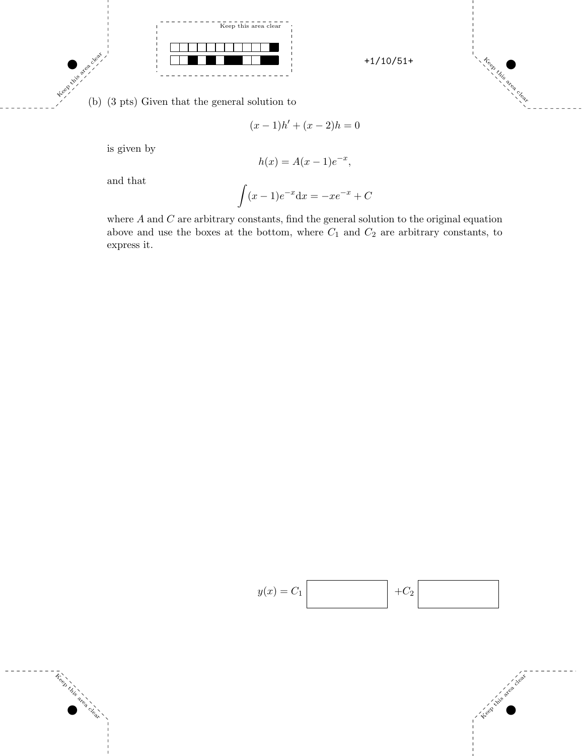(b) (3 pts) Given that the general solution to

$$(x-1)h' + (x-2)h = 0$$

is given by

$$h(x) = A(x-1)e^{-x},$$

and that

$$\int (x-1)e^{-x}\mathrm{d}x = -xe^{-x} + C$$

where $A$ and $C$ are arbitrary constants, find the general solution to the original equation above and use the boxes at the bottom, where $C_1$ and $C_2$ are arbitrary constants, to express it.

$y(x) = C_1$ [ ] $+C_2$ [ ]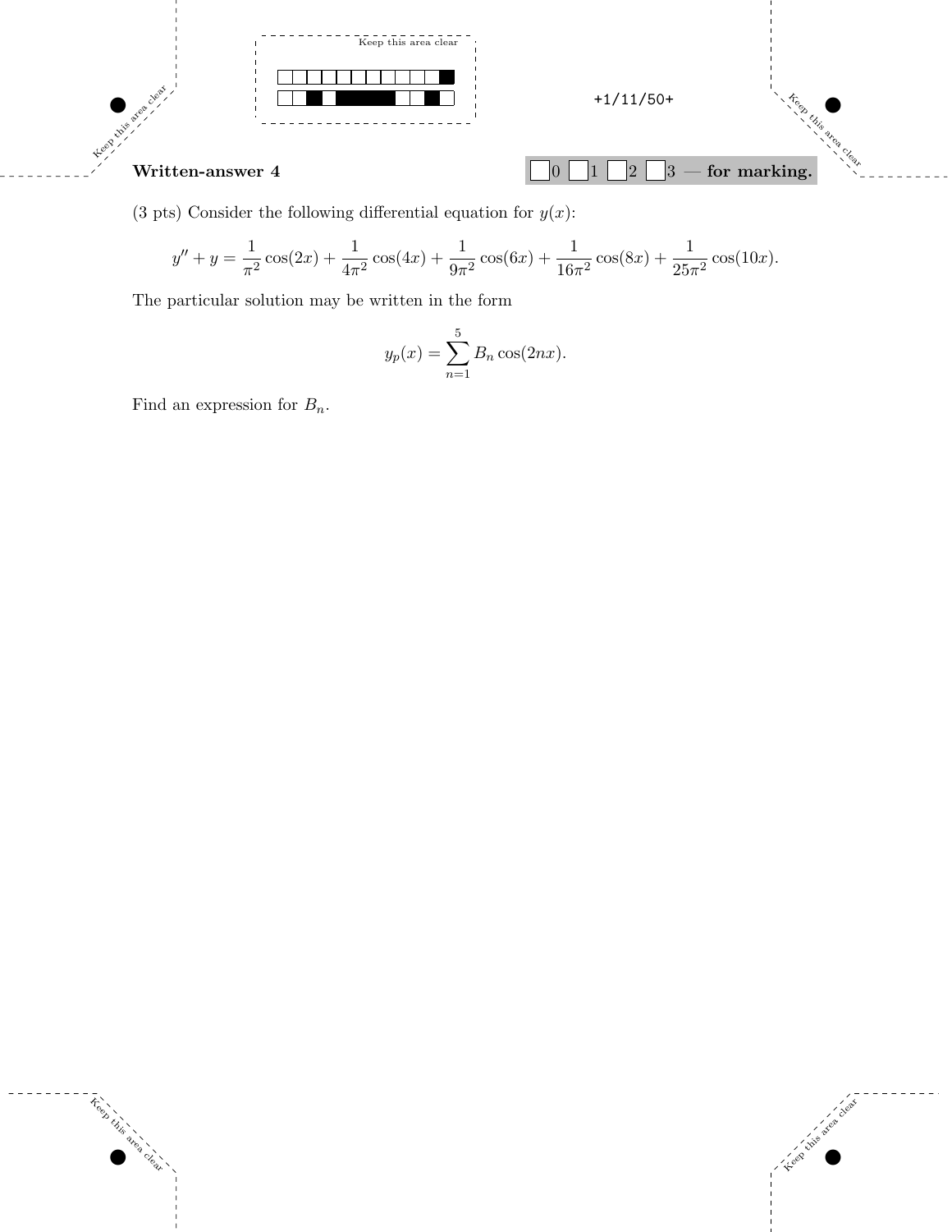## Written-answer 4

0 1 2 3 — **for marking.**

(3 pts) Consider the following differential equation for $y(x)$:

$$y'' + y = \frac{1}{\pi^2}\cos(2x) + \frac{1}{4\pi^2}\cos(4x) + \frac{1}{9\pi^2}\cos(6x) + \frac{1}{16\pi^2}\cos(8x) + \frac{1}{25\pi^2}\cos(10x).$$

The particular solution may be written in the form

$$y_p(x) = \sum_{n=1}^{5} B_n \cos(2nx).$$

Find an expression for $B_n$.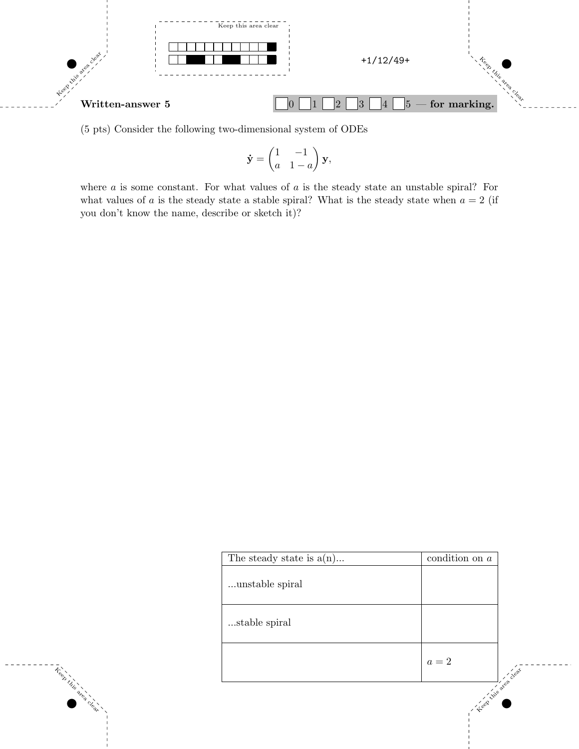## Written-answer 5

☐0 ☐1 ☐2 ☐3 ☐4 ☐5 — **for marking.**

(5 pts) Consider the following two-dimensional system of ODEs

$$\dot{\mathbf{y}} = \begin{pmatrix} 1 & -1 \\ a & 1-a \end{pmatrix} \mathbf{y},$$

where $a$ is some constant. For what values of $a$ is the steady state an unstable spiral? For what values of $a$ is the steady state a stable spiral? What is the steady state when $a = 2$ (if you don't know the name, describe or sketch it)?

| The steady state is a(n)... | condition on $a$ |
|---|---|
| ...unstable spiral | |
| ...stable spiral | |
| | $a = 2$ |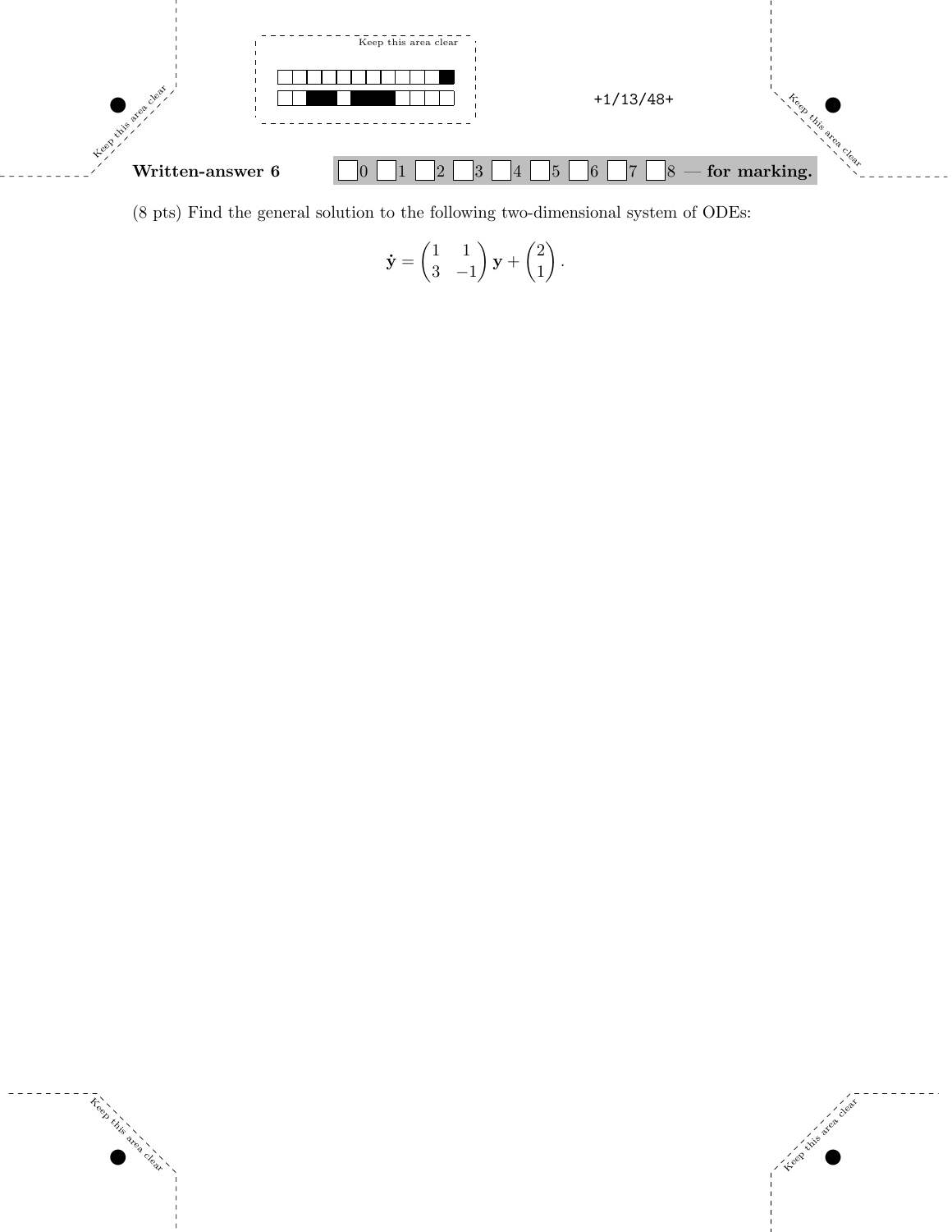**Written-answer 6** 0 1 2 3 4 5 6 7 8 — **for marking.**

(8 pts) Find the general solution to the following two-dimensional system of ODEs:

$$\dot{\mathbf{y}} = \begin{pmatrix} 1 & 1 \\ 3 & -1 \end{pmatrix} \mathbf{y} + \begin{pmatrix} 2 \\ 1 \end{pmatrix}.$$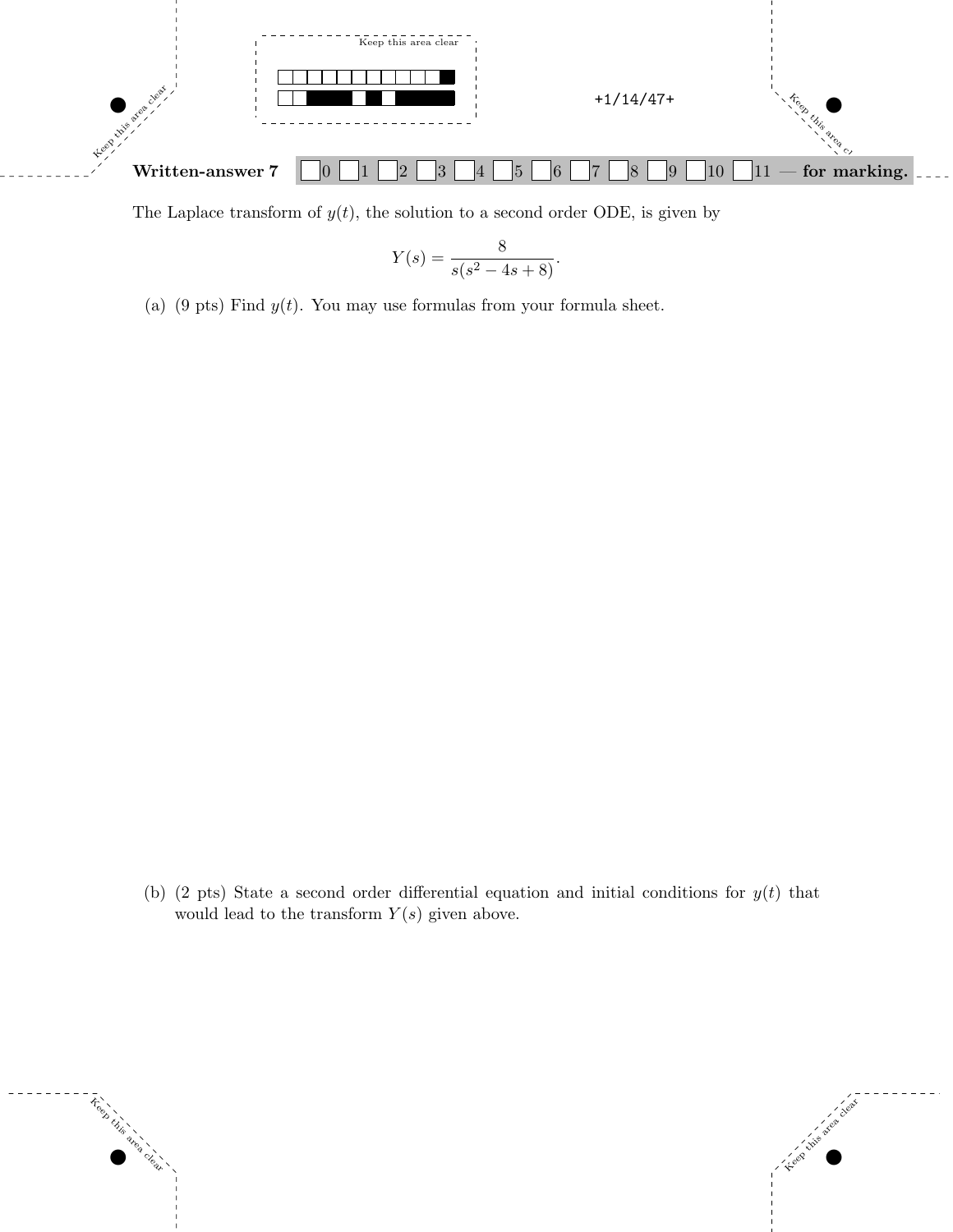**Written-answer 7** ☐0 ☐1 ☐2 ☐3 ☐4 ☐5 ☐6 ☐7 ☐8 ☐9 ☐10 ☐11 — **for marking.**

The Laplace transform of $y(t)$, the solution to a second order ODE, is given by

$$Y(s) = \frac{8}{s(s^2 - 4s + 8)}.$$

(a) (9 pts) Find $y(t)$. You may use formulas from your formula sheet.

(b) (2 pts) State a second order differential equation and initial conditions for $y(t)$ that would lead to the transform $Y(s)$ given above.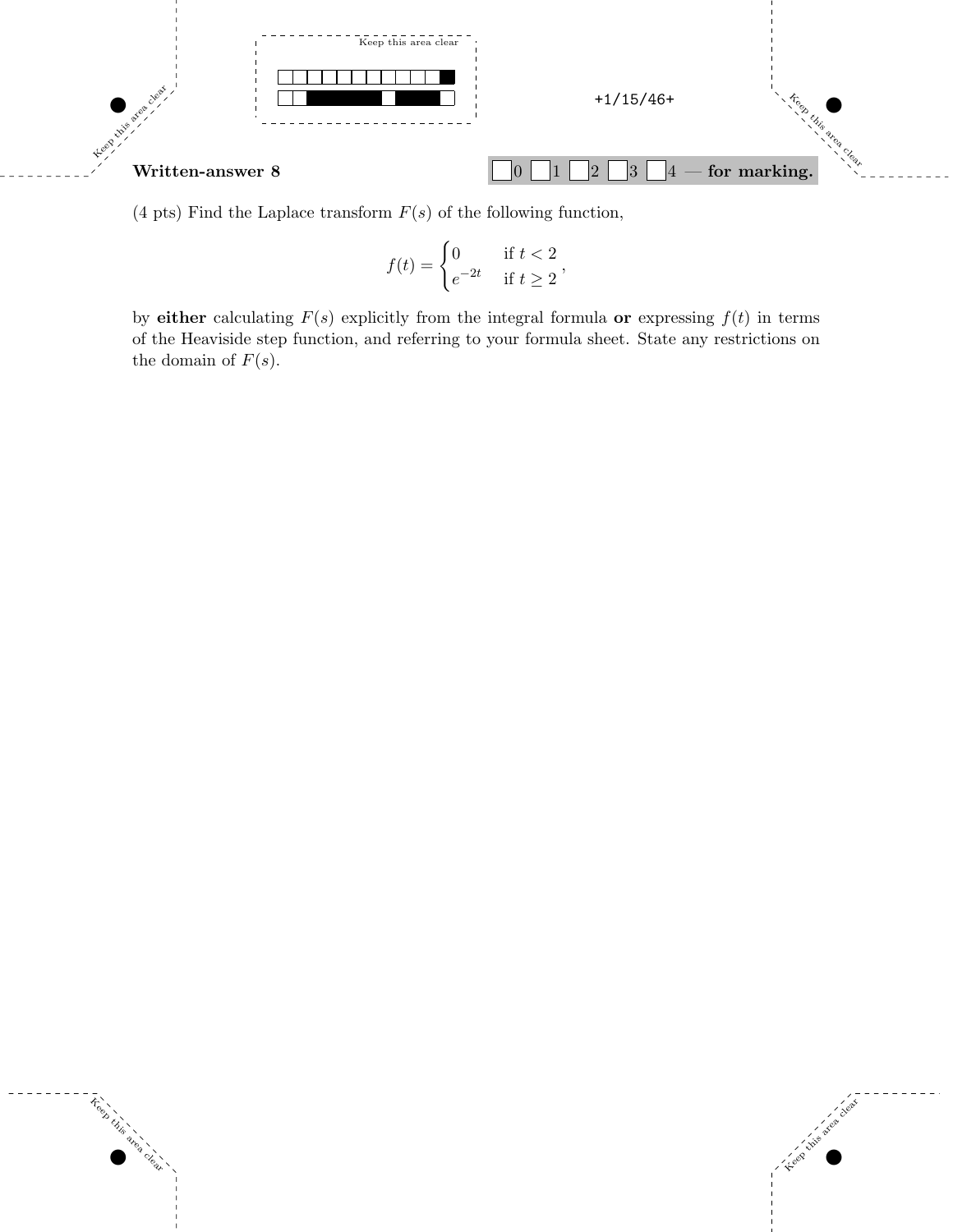## Written-answer 8

□ 0 □ 1 □ 2 □ 3 □ 4 — **for marking.**

(4 pts) Find the Laplace transform $F(s)$ of the following function,

$$f(t) = \begin{cases} 0 & \text{if } t < 2 \\ e^{-2t} & \text{if } t \geq 2 \end{cases},$$

by **either** calculating $F(s)$ explicitly from the integral formula **or** expressing $f(t)$ in terms of the Heaviside step function, and referring to your formula sheet. State any restrictions on the domain of $F(s)$.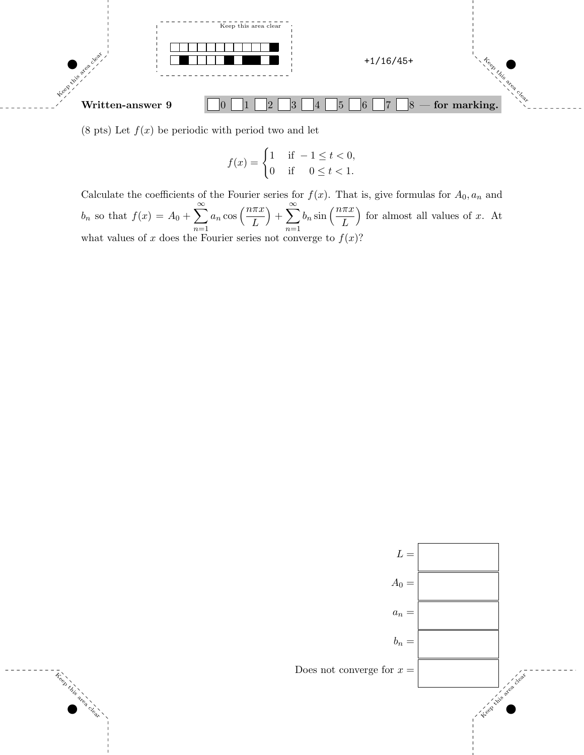**Written-answer 9** ☐0 ☐1 ☐2 ☐3 ☐4 ☐5 ☐6 ☐7 ☐8 — **for marking.**

(8 pts) Let $f(x)$ be periodic with period two and let

$$f(x) = \begin{cases} 1 & \text{if } -1 \le t < 0, \\ 0 & \text{if } \quad 0 \le t < 1. \end{cases}$$

Calculate the coefficients of the Fourier series for $f(x)$. That is, give formulas for $A_0, a_n$ and $b_n$ so that $f(x) = A_0 + \sum_{n=1}^{\infty} a_n \cos\left(\frac{n\pi x}{L}\right) + \sum_{n=1}^{\infty} b_n \sin\left(\frac{n\pi x}{L}\right)$ for almost all values of $x$. At what values of $x$ does the Fourier series not converge to $f(x)$?

$L =$

$A_0 =$

$a_n =$

$b_n =$

Does not converge for $x =$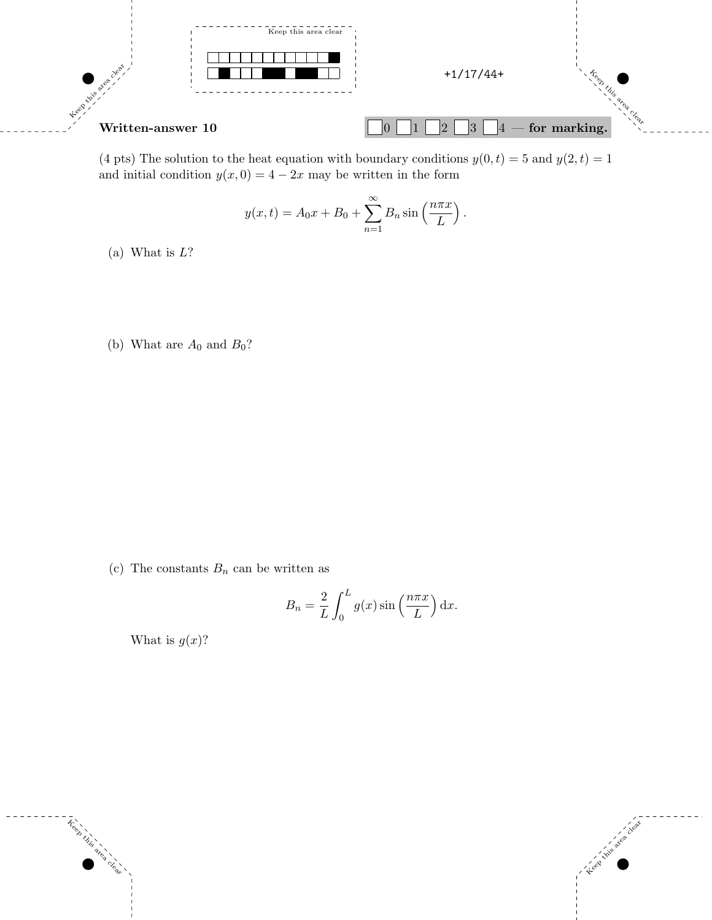## Written-answer 10

☐ 0 ☐ 1 ☐ 2 ☐ 3 ☐ 4 — **for marking.**

(4 pts) The solution to the heat equation with boundary conditions $y(0,t) = 5$ and $y(2,t) = 1$ and initial condition $y(x,0) = 4 - 2x$ may be written in the form

$$y(x,t) = A_0 x + B_0 + \sum_{n=1}^{\infty} B_n \sin\left(\frac{n\pi x}{L}\right).$$

(a) What is $L$?

(b) What are $A_0$ and $B_0$?

(c) The constants $B_n$ can be written as

$$B_n = \frac{2}{L} \int_0^L g(x) \sin\left(\frac{n\pi x}{L}\right) \mathrm{d}x.$$

What is $g(x)$?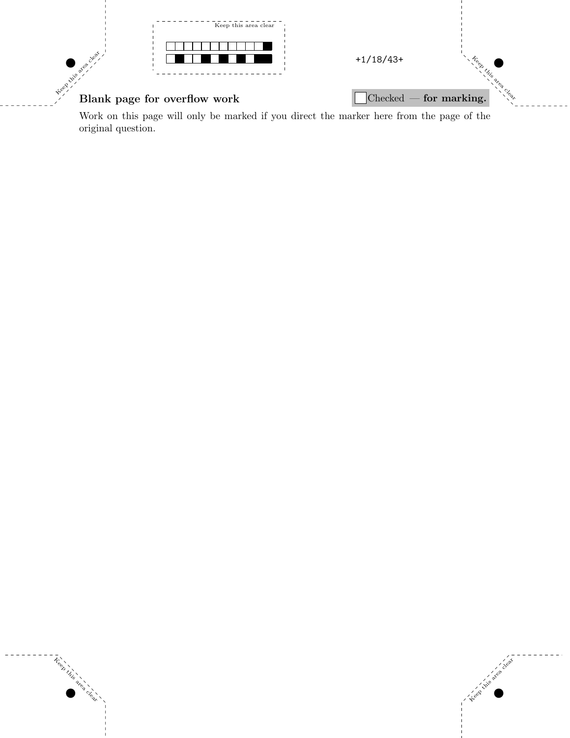**Blank page for overflow work**

☐ Checked — **for marking.**

Work on this page will only be marked if you direct the marker here from the page of the original question.